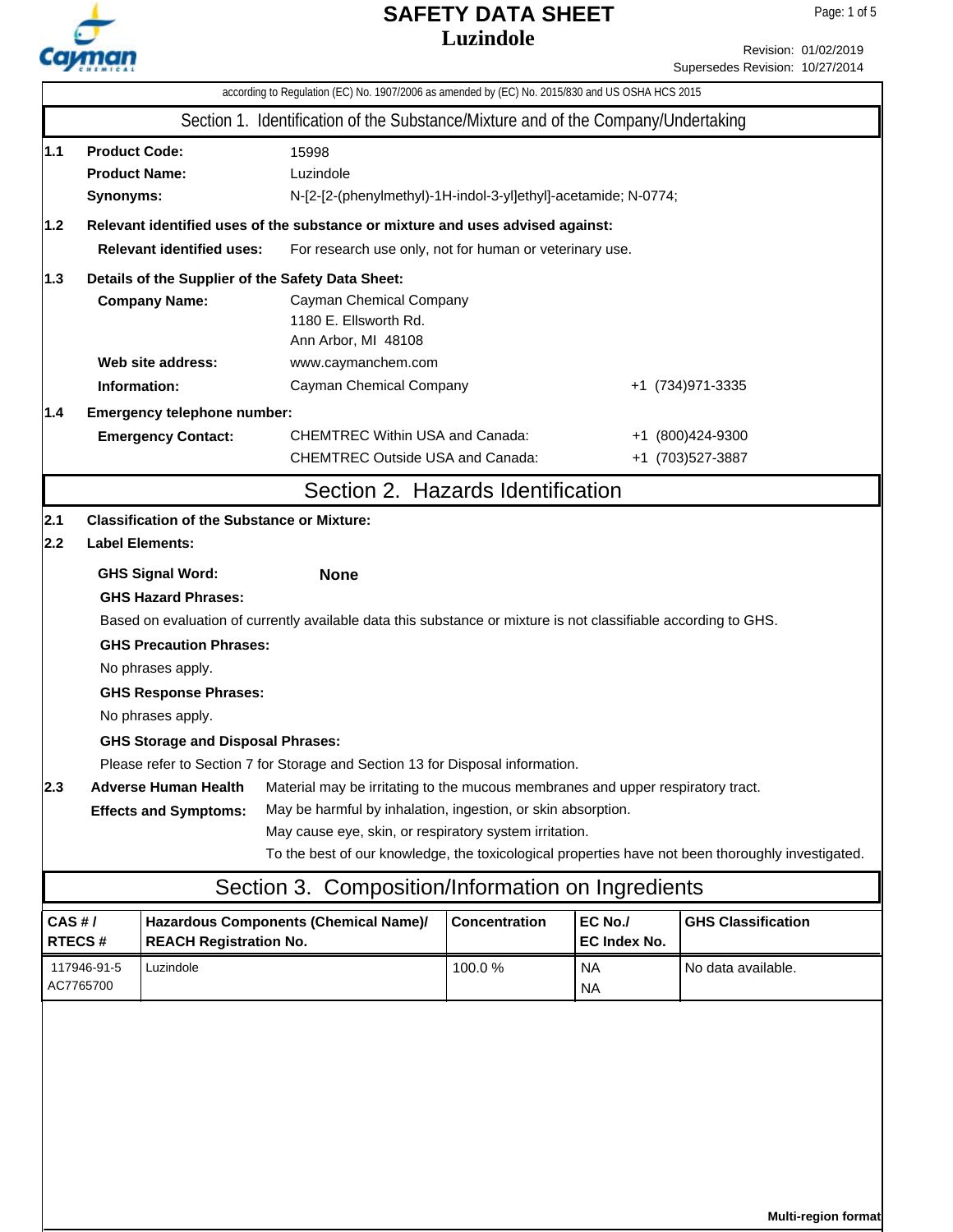# SAFETY DATA SHEET
# Luzindole

Revision: 01/02/2019
Supersedes Revision: 10/27/2014

according to Regulation (EC) No. 1907/2006 as amended by (EC) No. 2015/830 and US OSHA HCS 2015

## Section 1. Identification of the Substance/Mixture and of the Company/Undertaking

**1.1 Product Code:** 15998

**Product Name:** Luzindole

**Synonyms:** N-[2-[2-(phenylmethyl)-1H-indol-3-yl]ethyl]-acetamide; N-0774;

**1.2 Relevant identified uses of the substance or mixture and uses advised against:**

**Relevant identified uses:** For research use only, not for human or veterinary use.

**1.3 Details of the Supplier of the Safety Data Sheet:**

**Company Name:** Cayman Chemical Company
1180 E. Ellsworth Rd.
Ann Arbor, MI 48108

**Web site address:** www.caymanchem.com

**Information:** Cayman Chemical Company +1 (734)971-3335

**1.4 Emergency telephone number:**

**Emergency Contact:**
CHEMTREC Within USA and Canada: +1 (800)424-9300
CHEMTREC Outside USA and Canada: +1 (703)527-3887

## Section 2. Hazards Identification

**2.1 Classification of the Substance or Mixture:**

**2.2 Label Elements:**

**GHS Signal Word:** **None**

**GHS Hazard Phrases:**

Based on evaluation of currently available data this substance or mixture is not classifiable according to GHS.

**GHS Precaution Phrases:**

No phrases apply.

**GHS Response Phrases:**

No phrases apply.

**GHS Storage and Disposal Phrases:**

Please refer to Section 7 for Storage and Section 13 for Disposal information.

**2.3 Adverse Human Health Effects and Symptoms:**
Material may be irritating to the mucous membranes and upper respiratory tract.
May be harmful by inhalation, ingestion, or skin absorption.
May cause eye, skin, or respiratory system irritation.
To the best of our knowledge, the toxicological properties have not been thoroughly investigated.

## Section 3. Composition/Information on Ingredients

| CAS # / RTECS # | Hazardous Components (Chemical Name)/ REACH Registration No. | Concentration | EC No./ EC Index No. | GHS Classification |
|---|---|---|---|---|
| 117946-91-5 AC7765700 | Luzindole | 100.0 % | NA NA | No data available. |

Multi-region format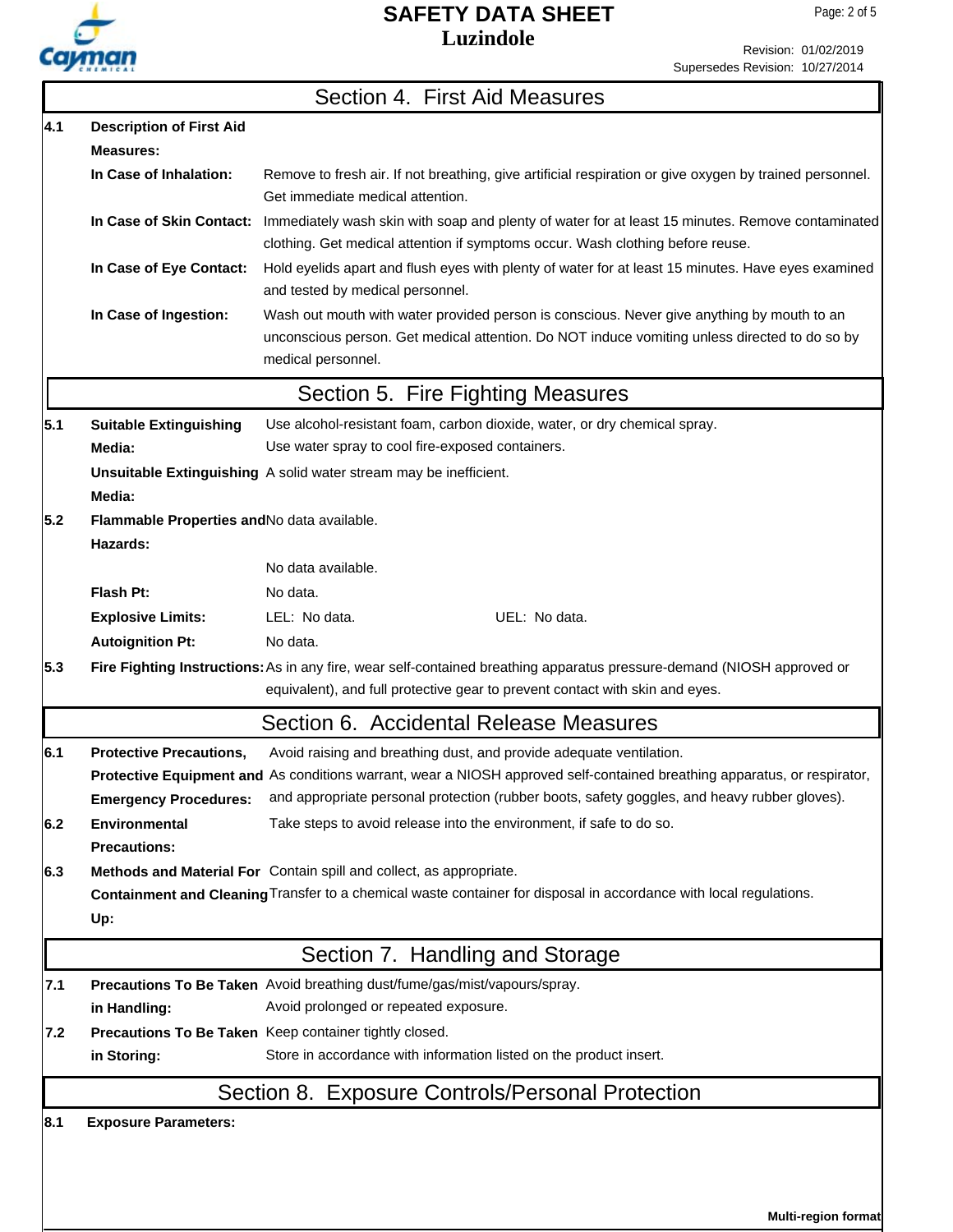## Section 4. First Aid Measures

**4.1 Description of First Aid Measures:**

**In Case of Inhalation:** Remove to fresh air. If not breathing, give artificial respiration or give oxygen by trained personnel. Get immediate medical attention.

**In Case of Skin Contact:** Immediately wash skin with soap and plenty of water for at least 15 minutes. Remove contaminated clothing. Get medical attention if symptoms occur. Wash clothing before reuse.

**In Case of Eye Contact:** Hold eyelids apart and flush eyes with plenty of water for at least 15 minutes. Have eyes examined and tested by medical personnel.

**In Case of Ingestion:** Wash out mouth with water provided person is conscious. Never give anything by mouth to an unconscious person. Get medical attention. Do NOT induce vomiting unless directed to do so by medical personnel.

## Section 5. Fire Fighting Measures

**5.1 Suitable Extinguishing Media:** Use alcohol-resistant foam, carbon dioxide, water, or dry chemical spray. Use water spray to cool fire-exposed containers.

**Unsuitable Extinguishing Media:** A solid water stream may be inefficient.

**5.2 Flammable Properties and Hazards:** No data available.

No data available.

**Flash Pt:** No data.

**Explosive Limits:** LEL: No data. UEL: No data.

**Autoignition Pt:** No data.

**5.3 Fire Fighting Instructions:** As in any fire, wear self-contained breathing apparatus pressure-demand (NIOSH approved or equivalent), and full protective gear to prevent contact with skin and eyes.

## Section 6. Accidental Release Measures

**6.1 Protective Precautions, Protective Equipment and Emergency Procedures:** Avoid raising and breathing dust, and provide adequate ventilation. As conditions warrant, wear a NIOSH approved self-contained breathing apparatus, or respirator, and appropriate personal protection (rubber boots, safety goggles, and heavy rubber gloves).

**6.2 Environmental Precautions:** Take steps to avoid release into the environment, if safe to do so.

**6.3 Methods and Material For Containment and Cleaning Up:** Contain spill and collect, as appropriate. Transfer to a chemical waste container for disposal in accordance with local regulations.

## Section 7. Handling and Storage

**7.1 Precautions To Be Taken in Handling:** Avoid breathing dust/fume/gas/mist/vapours/spray. Avoid prolonged or repeated exposure.

**7.2 Precautions To Be Taken in Storing:** Keep container tightly closed. Store in accordance with information listed on the product insert.

## Section 8. Exposure Controls/Personal Protection

**8.1 Exposure Parameters:**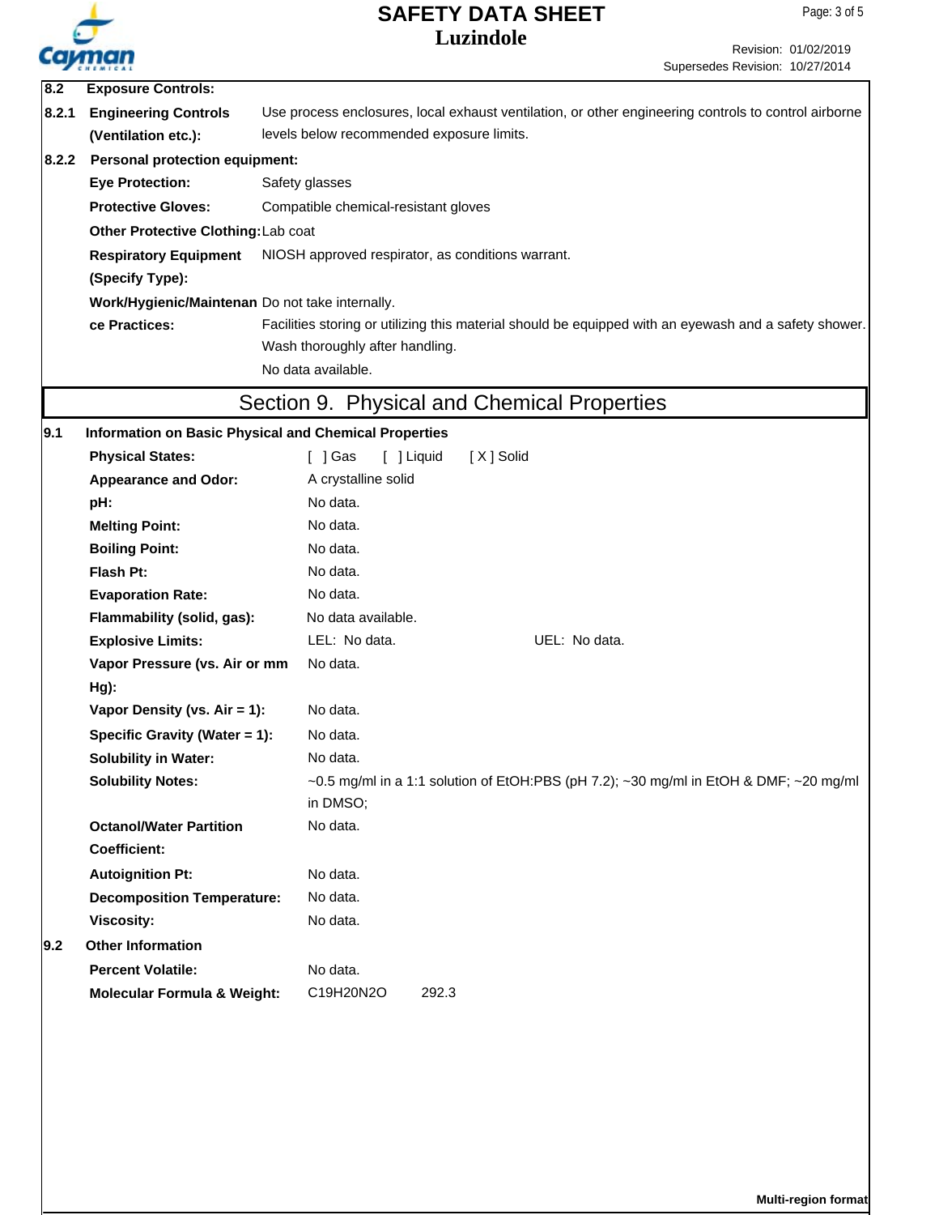| | | |
|---|---|---|
| **8.2** | **Exposure Controls:** | |
| **8.2.1** | **Engineering Controls (Ventilation etc.):** | Use process enclosures, local exhaust ventilation, or other engineering controls to control airborne levels below recommended exposure limits. |
| **8.2.2** | **Personal protection equipment:** | |
| | **Eye Protection:** | Safety glasses |
| | **Protective Gloves:** | Compatible chemical-resistant gloves |
| | **Other Protective Clothing:** | Lab coat |
| | **Respiratory Equipment (Specify Type):** | NIOSH approved respirator, as conditions warrant. |
| | **Work/Hygienic/Maintenance Practices:** | Do not take internally. Facilities storing or utilizing this material should be equipped with an eyewash and a safety shower. Wash thoroughly after handling. No data available. |

## Section 9. Physical and Chemical Properties

| | | |
|---|---|---|
| **9.1** | **Information on Basic Physical and Chemical Properties** | |
| | **Physical States:** | [ ] Gas [ ] Liquid [ X ] Solid |
| | **Appearance and Odor:** | A crystalline solid |
| | **pH:** | No data. |
| | **Melting Point:** | No data. |
| | **Boiling Point:** | No data. |
| | **Flash Pt:** | No data. |
| | **Evaporation Rate:** | No data. |
| | **Flammability (solid, gas):** | No data available. |
| | **Explosive Limits:** | LEL: No data. UEL: No data. |
| | **Vapor Pressure (vs. Air or mm Hg):** | No data. |
| | **Vapor Density (vs. Air = 1):** | No data. |
| | **Specific Gravity (Water = 1):** | No data. |
| | **Solubility in Water:** | No data. |
| | **Solubility Notes:** | ~0.5 mg/ml in a 1:1 solution of EtOH:PBS (pH 7.2); ~30 mg/ml in EtOH & DMF; ~20 mg/ml in DMSO; |
| | **Octanol/Water Partition Coefficient:** | No data. |
| | **Autoignition Pt:** | No data. |
| | **Decomposition Temperature:** | No data. |
| | **Viscosity:** | No data. |
| **9.2** | **Other Information** | |
| | **Percent Volatile:** | No data. |
| | **Molecular Formula & Weight:** | $C_{19}H_{20}N_2O$ 292.3 |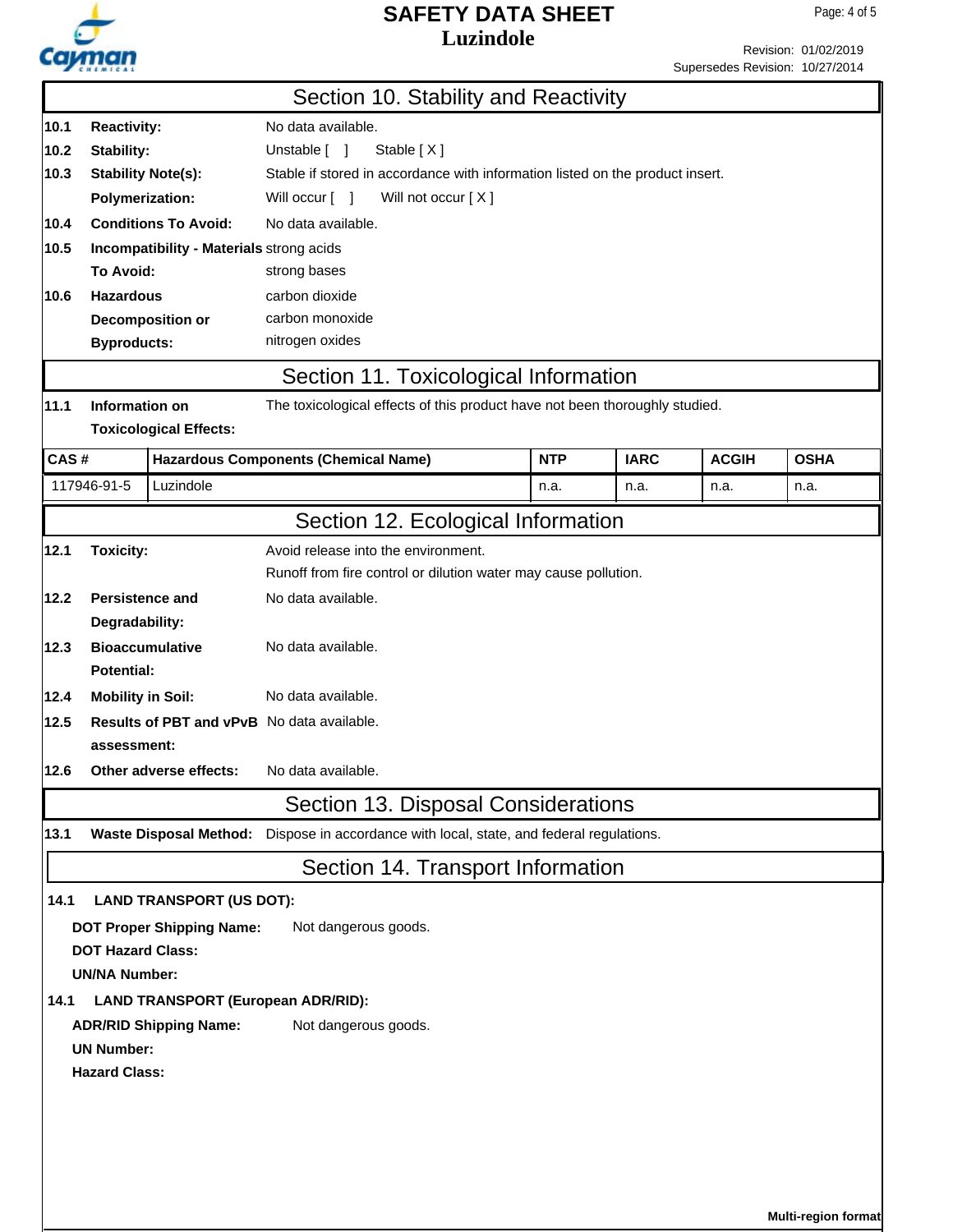## Section 10. Stability and Reactivity

| | | |
|---|---|---|
| 10.1 | **Reactivity:** | No data available. |
| 10.2 | **Stability:** | Unstable [ ]   Stable [ X ] |
| 10.3 | **Stability Note(s):** | Stable if stored in accordance with information listed on the product insert. |
| | **Polymerization:** | Will occur [ ]   Will not occur [ X ] |
| 10.4 | **Conditions To Avoid:** | No data available. |
| 10.5 | **Incompatibility - Materials To Avoid:** | strong acids<br>strong bases |
| 10.6 | **Hazardous Decomposition or Byproducts:** | carbon dioxide<br>carbon monoxide<br>nitrogen oxides |

## Section 11. Toxicological Information

| | | |
|---|---|---|
| 11.1 | **Information on Toxicological Effects:** | The toxicological effects of this product have not been thoroughly studied. |

| CAS # | Hazardous Components (Chemical Name) | NTP | IARC | ACGIH | OSHA |
|---|---|---|---|---|---|
| 117946-91-5 | Luzindole | n.a. | n.a. | n.a. | n.a. |

## Section 12. Ecological Information

| | | |
|---|---|---|
| 12.1 | **Toxicity:** | Avoid release into the environment.<br>Runoff from fire control or dilution water may cause pollution. |
| 12.2 | **Persistence and Degradability:** | No data available. |
| 12.3 | **Bioaccumulative Potential:** | No data available. |
| 12.4 | **Mobility in Soil:** | No data available. |
| 12.5 | **Results of PBT and vPvB assessment:** | No data available. |
| 12.6 | **Other adverse effects:** | No data available. |

## Section 13. Disposal Considerations

| | | |
|---|---|---|
| 13.1 | **Waste Disposal Method:** | Dispose in accordance with local, state, and federal regulations. |

## Section 14. Transport Information

**14.1 LAND TRANSPORT (US DOT):**

**DOT Proper Shipping Name:** Not dangerous goods.

**DOT Hazard Class:**

**UN/NA Number:**

**14.1 LAND TRANSPORT (European ADR/RID):**

**ADR/RID Shipping Name:** Not dangerous goods.

**UN Number:**

**Hazard Class:**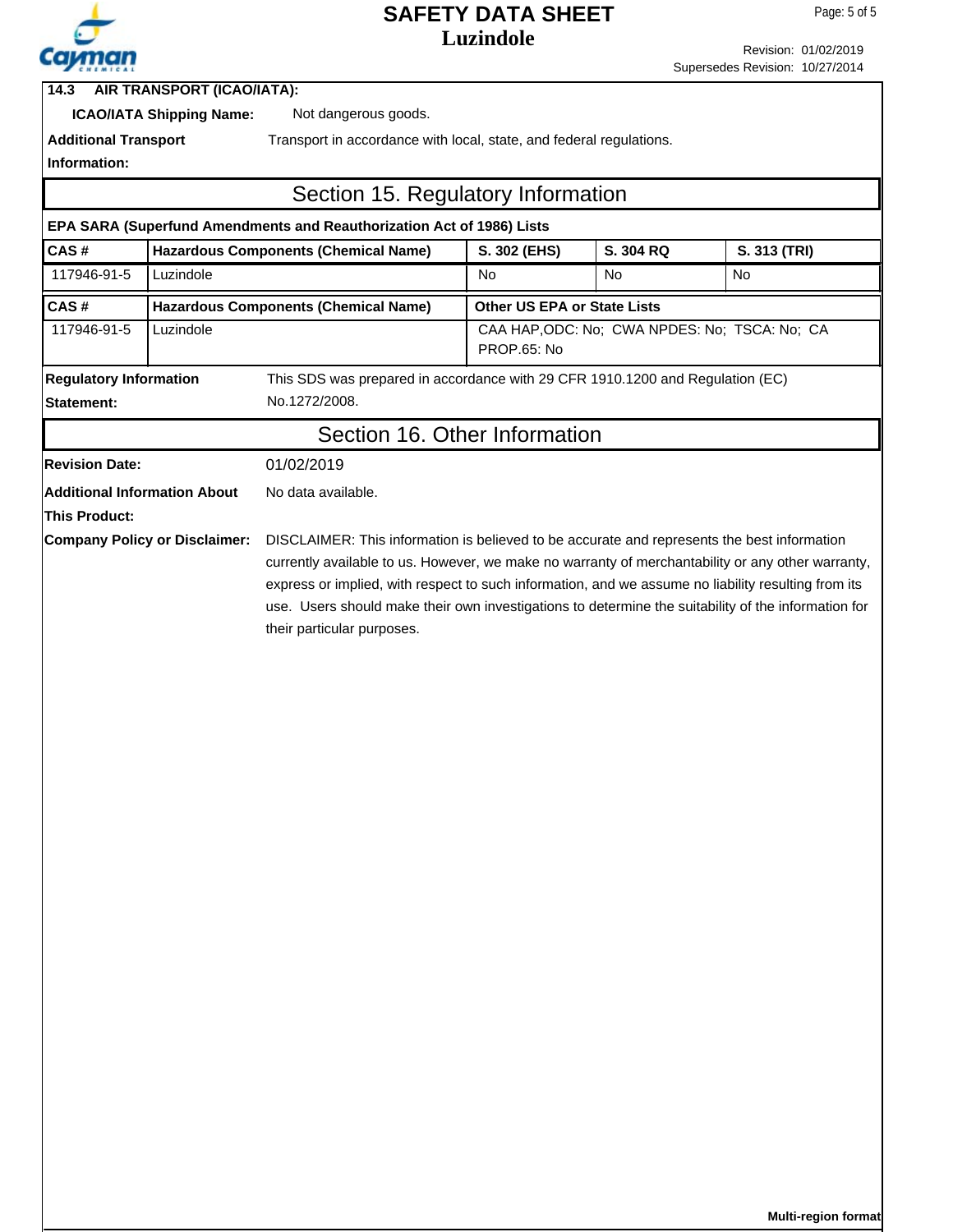**14.3 AIR TRANSPORT (ICAO/IATA):**

**ICAO/IATA Shipping Name:** Not dangerous goods.

**Additional Transport Information:** Transport in accordance with local, state, and federal regulations.

## Section 15. Regulatory Information

**EPA SARA (Superfund Amendments and Reauthorization Act of 1986) Lists**

| CAS # | Hazardous Components (Chemical Name) | S. 302 (EHS) | S. 304 RQ | S. 313 (TRI) |
|---|---|---|---|---|
| 117946-91-5 | Luzindole | No | No | No |

| CAS # | Hazardous Components (Chemical Name) | Other US EPA or State Lists |
|---|---|---|
| 117946-91-5 | Luzindole | CAA HAP,ODC: No; CWA NPDES: No; TSCA: No; CA PROP.65: No |

**Regulatory Information Statement:** This SDS was prepared in accordance with 29 CFR 1910.1200 and Regulation (EC) No.1272/2008.

## Section 16. Other Information

**Revision Date:** 01/02/2019

**Additional Information About This Product:** No data available.

**Company Policy or Disclaimer:** DISCLAIMER: This information is believed to be accurate and represents the best information currently available to us. However, we make no warranty of merchantability or any other warranty, express or implied, with respect to such information, and we assume no liability resulting from its use. Users should make their own investigations to determine the suitability of the information for their particular purposes.